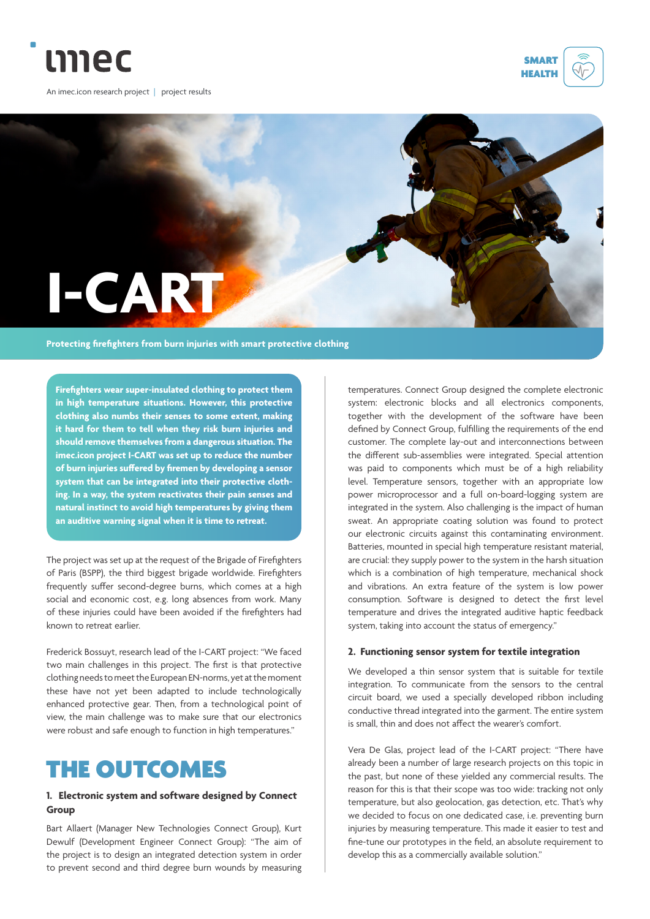An imec.icon research project | project results

SMART HEALTH

# I-CART

Protecting firefighters from burn injuries with smart protective clothing

**Firefighters wear super-insulated clothing to protect them in high temperature situations. However, this protective clothing also numbs their senses to some extent, making it hard for them to tell when they risk burn injuries and should remove themselves from a dangerous situation. The imec.icon project I-CART was set up to reduce the number of burn injuries suffered by firemen by developing a sensor system that can be integrated into their protective clothing. In a way, the system reactivates their pain senses and natural instinct to avoid high temperatures by giving them an auditive warning signal when it is time to retreat.**

The project was set up at the request of the Brigade of Firefighters of Paris (BSPP), the third biggest brigade worldwide. Firefighters frequently suffer second-degree burns, which comes at a high social and economic cost, e.g. long absences from work. Many of these injuries could have been avoided if the firefighters had known to retreat earlier.

Frederick Bossuyt, research lead of the I-CART project: "We faced two main challenges in this project. The first is that protective clothing needs to meet the European EN-norms, yet at the moment these have not yet been adapted to include technologically enhanced protective gear. Then, from a technological point of view, the main challenge was to make sure that our electronics were robust and safe enough to function in high temperatures."

## THE OUTCOMES

### 1. Electronic system and software designed by Connect Group

Bart Allaert (Manager New Technologies Connect Group), Kurt Dewulf (Development Engineer Connect Group): "The aim of the project is to design an integrated detection system in order to prevent second and third degree burn wounds by measuring temperatures. Connect Group designed the complete electronic system: electronic blocks and all electronics components, together with the development of the software have been defined by Connect Group, fulfilling the requirements of the end customer. The complete lay-out and interconnections between the different sub-assemblies were integrated. Special attention was paid to components which must be of a high reliability level. Temperature sensors, together with an appropriate low power microprocessor and a full on-board-logging system are integrated in the system. Also challenging is the impact of human sweat. An appropriate coating solution was found to protect our electronic circuits against this contaminating environment. Batteries, mounted in special high temperature resistant material, are crucial: they supply power to the system in the harsh situation which is a combination of high temperature, mechanical shock and vibrations. An extra feature of the system is low power consumption. Software is designed to detect the first level temperature and drives the integrated auditive haptic feedback system, taking into account the status of emergency."

### 2. Functioning sensor system for textile integration

We developed a thin sensor system that is suitable for textile integration. To communicate from the sensors to the central circuit board, we used a specially developed ribbon including conductive thread integrated into the garment. The entire system is small, thin and does not affect the wearer's comfort.

Vera De Glas, project lead of the I-CART project: "There have already been a number of large research projects on this topic in the past, but none of these yielded any commercial results. The reason for this is that their scope was too wide: tracking not only temperature, but also geolocation, gas detection, etc. That's why we decided to focus on one dedicated case, i.e. preventing burn injuries by measuring temperature. This made it easier to test and fine-tune our prototypes in the field, an absolute requirement to develop this as a commercially available solution."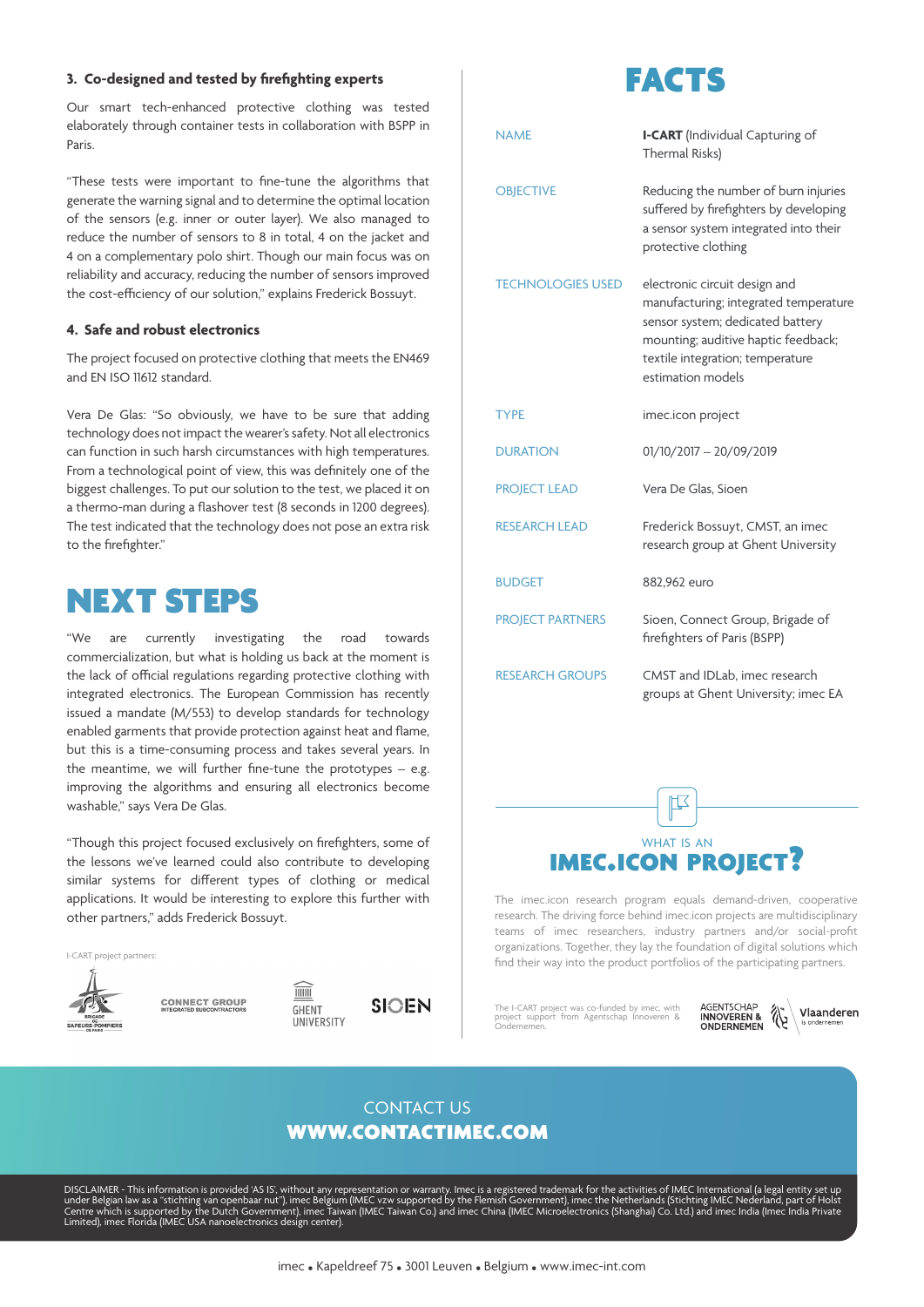### 3. Co-designed and tested by firefighting experts

Our smart tech-enhanced protective clothing was tested elaborately through container tests in collaboration with BSPP in Paris.

“These tests were important to fine-tune the algorithms that generate the warning signal and to determine the optimal location of the sensors (e.g. inner or outer layer). We also managed to reduce the number of sensors to 8 in total, 4 on the jacket and 4 on a complementary polo shirt. Though our main focus was on reliability and accuracy, reducing the number of sensors improved the cost-efficiency of our solution,” explains Frederick Bossuyt.

### 4. Safe and robust electronics

The project focused on protective clothing that meets the EN469 and EN ISO 11612 standard.

Vera De Glas: “So obviously, we have to be sure that adding technology does not impact the wearer’s safety. Not all electronics can function in such harsh circumstances with high temperatures. From a technological point of view, this was definitely one of the biggest challenges. To put our solution to the test, we placed it on a thermo-man during a flashover test (8 seconds in 1200 degrees). The test indicated that the technology does not pose an extra risk to the firefighter.”

## NEXT STEPS

“We are currently investigating the road towards commercialization, but what is holding us back at the moment is the lack of official regulations regarding protective clothing with integrated electronics. The European Commission has recently issued a mandate (M/553) to develop standards for technology enabled garments that provide protection against heat and flame, but this is a time-consuming process and takes several years. In the meantime, we will further fine-tune the prototypes – e.g. improving the algorithms and ensuring all electronics become washable,” says Vera De Glas.

“Though this project focused exclusively on firefighters, some of the lessons we’ve learned could also contribute to developing similar systems for different types of clothing or medical applications. It would be interesting to explore this further with other partners,” adds Frederick Bossuyt.

I-CART project partners: Brigade de Sapeurs-Pompiers de Paris, Connect Group, Ghent University, Sioen

## FACTS

| | |
|---|---|
| NAME | **I-CART** (Individual Capturing of Thermal Risks) |
| OBJECTIVE | Reducing the number of burn injuries suffered by firefighters by developing a sensor system integrated into their protective clothing |
| TECHNOLOGIES USED | electronic circuit design and manufacturing; integrated temperature sensor system; dedicated battery mounting; auditive haptic feedback; textile integration; temperature estimation models |
| TYPE | imec.icon project |
| DURATION | 01/10/2017 – 20/09/2019 |
| PROJECT LEAD | Vera De Glas, Sioen |
| RESEARCH LEAD | Frederick Bossuyt, CMST, an imec research group at Ghent University |
| BUDGET | 882,962 euro |
| PROJECT PARTNERS | Sioen, Connect Group, Brigade of firefighters of Paris (BSPP) |
| RESEARCH GROUPS | CMST and IDLab, imec research groups at Ghent University; imec EA |

## WHAT IS AN IMEC.ICON PROJECT?

The imec.icon research program equals demand-driven, cooperative research. The driving force behind imec.icon projects are multidisciplinary teams of imec researchers, industry partners and/or social-profit organizations. Together, they lay the foundation of digital solutions which find their way into the product portfolios of the participating partners.

The I-CART project was co-funded by imec, with project support from Agentschap Innoveren & Ondernemen.

CONTACT US
**WWW.CONTACTIMEC.COM**

DISCLAIMER - This information is provided ‘AS IS’, without any representation or warranty. Imec is a registered trademark for the activities of IMEC International (a legal entity set up under Belgian law as a “stichting van openbaar nut”), imec Belgium (IMEC vzw supported by the Flemish Government), imec the Netherlands (Stichting IMEC Nederland, part of Holst Centre which is supported by the Dutch Government), imec Taiwan (IMEC Taiwan Co.) and imec China (IMEC Microelectronics (Shanghai) Co. Ltd.) and imec India (Imec India Private Limited), imec Florida (IMEC USA nanoelectronics design center).

imec • Kapeldreef 75 • 3001 Leuven • Belgium • www.imec-int.com